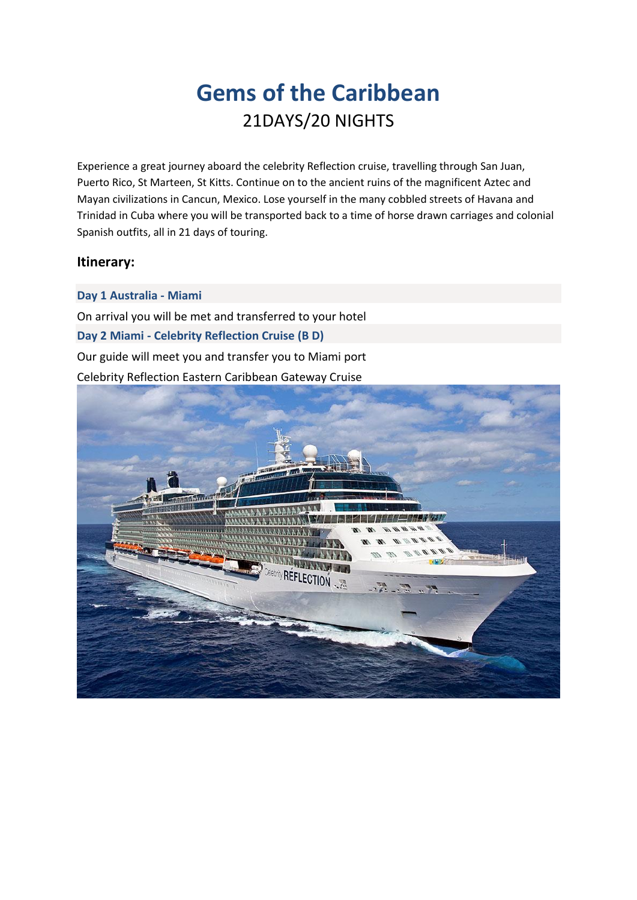# Gems of the Caribbean

21DAYS/20 NIGHTS

Experience a great journey aboard the celebrity Reflection cruise, travelling through San Juan, Puerto Rico, St Marteen, St Kitts. Continue on to the ancient ruins of the magnificent Aztec and Mayan civilizations in Cancun, Mexico. Lose yourself in the many cobbled streets of Havana and Trinidad in Cuba where you will be transported back to a time of horse drawn carriages and colonial Spanish outfits, all in 21 days of touring.

## Itinerary:

### Day 1 Australia - Miami

On arrival you will be met and transferred to your hotel

### Day 2 Miami - Celebrity Reflection Cruise (B D)

Our guide will meet you and transfer you to Miami port

Celebrity Reflection Eastern Caribbean Gateway Cruise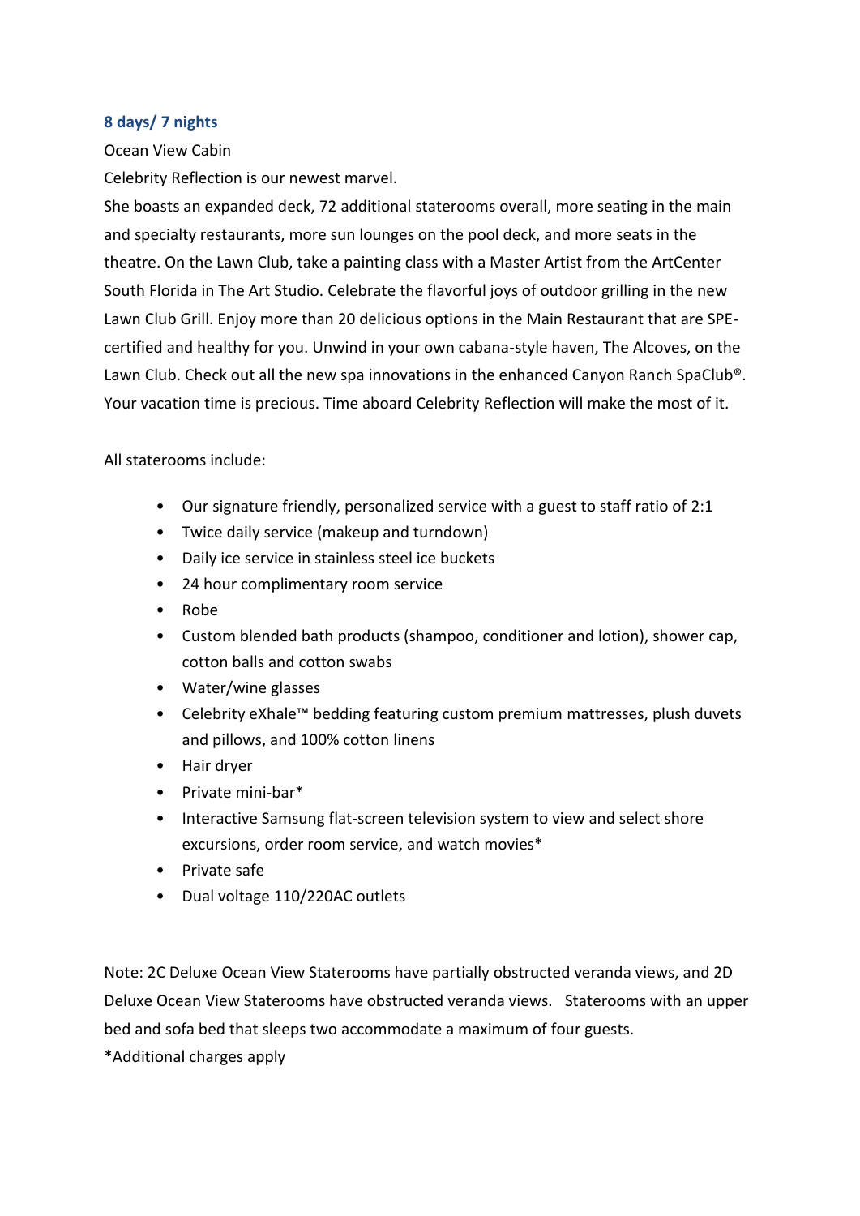### 8 days/ 7 nights

Ocean View Cabin

Celebrity Reflection is our newest marvel.

She boasts an expanded deck, 72 additional staterooms overall, more seating in the main and specialty restaurants, more sun lounges on the pool deck, and more seats in the theatre. On the Lawn Club, take a painting class with a Master Artist from the ArtCenter South Florida in The Art Studio. Celebrate the flavorful joys of outdoor grilling in the new Lawn Club Grill. Enjoy more than 20 delicious options in the Main Restaurant that are SPE-certified and healthy for you. Unwind in your own cabana-style haven, The Alcoves, on the Lawn Club. Check out all the new spa innovations in the enhanced Canyon Ranch SpaClub®. Your vacation time is precious. Time aboard Celebrity Reflection will make the most of it.

All staterooms include:

- Our signature friendly, personalized service with a guest to staff ratio of 2:1
- Twice daily service (makeup and turndown)
- Daily ice service in stainless steel ice buckets
- 24 hour complimentary room service
- Robe
- Custom blended bath products (shampoo, conditioner and lotion), shower cap, cotton balls and cotton swabs
- Water/wine glasses
- Celebrity eXhale™ bedding featuring custom premium mattresses, plush duvets and pillows, and 100% cotton linens
- Hair dryer
- Private mini-bar*
- Interactive Samsung flat-screen television system to view and select shore excursions, order room service, and watch movies*
- Private safe
- Dual voltage 110/220AC outlets

Note: 2C Deluxe Ocean View Staterooms have partially obstructed veranda views, and 2D Deluxe Ocean View Staterooms have obstructed veranda views. Staterooms with an upper bed and sofa bed that sleeps two accommodate a maximum of four guests.

*Additional charges apply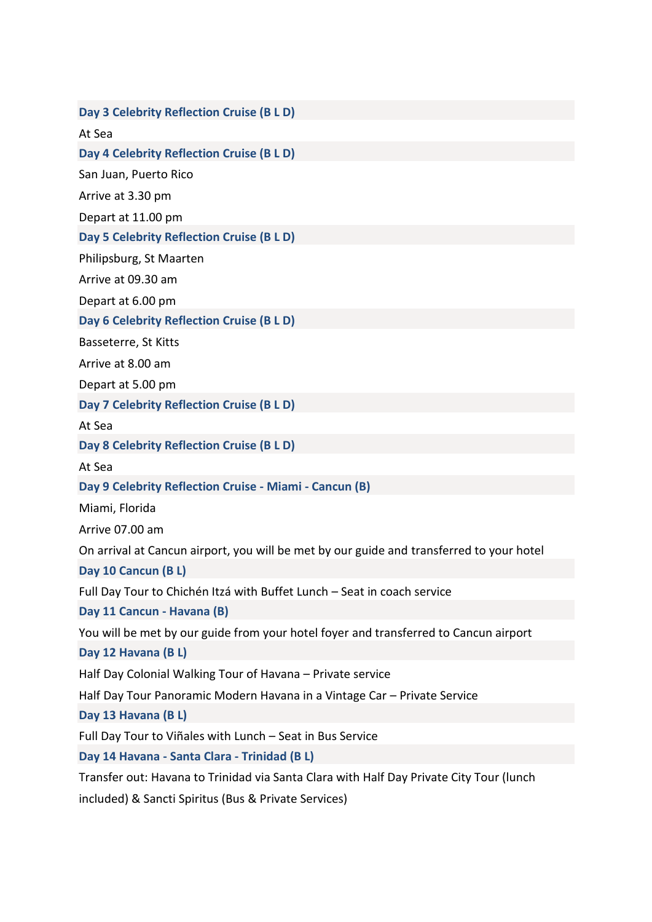### Day 3 Celebrity Reflection Cruise (B L D)

At Sea

### Day 4 Celebrity Reflection Cruise (B L D)

San Juan, Puerto Rico

Arrive at 3.30 pm

Depart at 11.00 pm

### Day 5 Celebrity Reflection Cruise (B L D)

Philipsburg, St Maarten

Arrive at 09.30 am

Depart at 6.00 pm

### Day 6 Celebrity Reflection Cruise (B L D)

Basseterre, St Kitts

Arrive at 8.00 am

Depart at 5.00 pm

### Day 7 Celebrity Reflection Cruise (B L D)

At Sea

### Day 8 Celebrity Reflection Cruise (B L D)

At Sea

### Day 9 Celebrity Reflection Cruise - Miami - Cancun (B)

Miami, Florida

Arrive 07.00 am

On arrival at Cancun airport, you will be met by our guide and transferred to your hotel

### Day 10 Cancun (B L)

Full Day Tour to Chichén Itzá with Buffet Lunch – Seat in coach service

### Day 11 Cancun - Havana (B)

You will be met by our guide from your hotel foyer and transferred to Cancun airport

### Day 12 Havana (B L)

Half Day Colonial Walking Tour of Havana – Private service

Half Day Tour Panoramic Modern Havana in a Vintage Car – Private Service

### Day 13 Havana (B L)

Full Day Tour to Viñales with Lunch – Seat in Bus Service

### Day 14 Havana - Santa Clara - Trinidad (B L)

Transfer out: Havana to Trinidad via Santa Clara with Half Day Private City Tour (lunch included) & Sancti Spiritus (Bus & Private Services)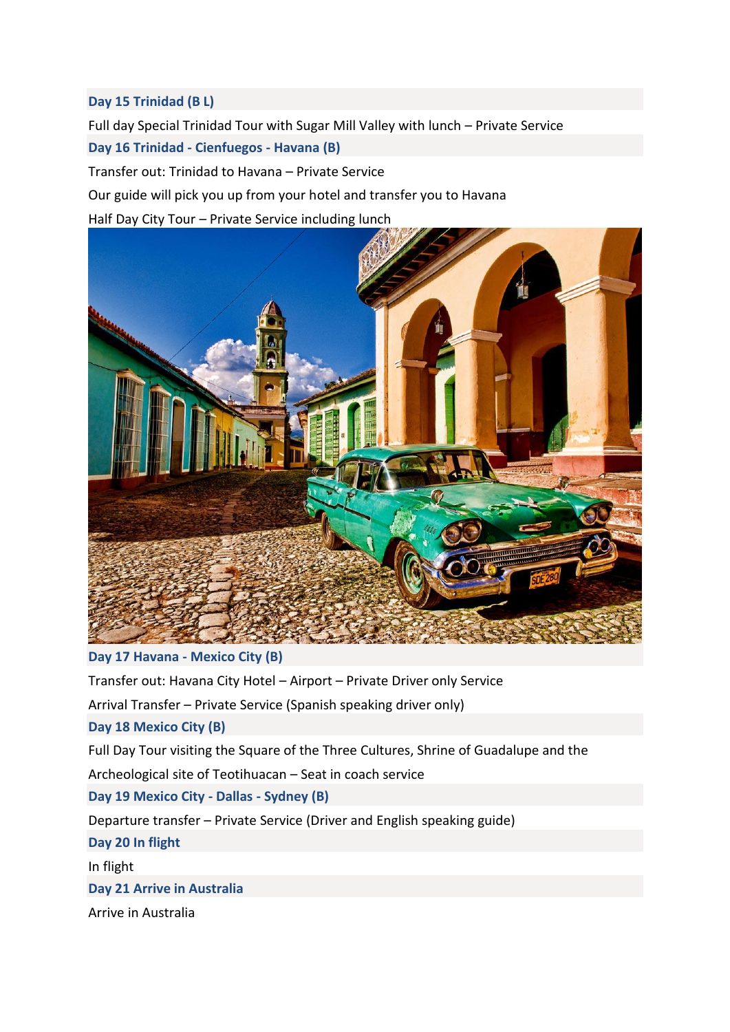### Day 15 Trinidad (B L)

Full day Special Trinidad Tour with Sugar Mill Valley with lunch – Private Service

### Day 16 Trinidad - Cienfuegos - Havana (B)

Transfer out: Trinidad to Havana – Private Service

Our guide will pick you up from your hotel and transfer you to Havana

Half Day City Tour – Private Service including lunch

### Day 17 Havana - Mexico City (B)

Transfer out: Havana City Hotel – Airport – Private Driver only Service

Arrival Transfer – Private Service (Spanish speaking driver only)

### Day 18 Mexico City (B)

Full Day Tour visiting the Square of the Three Cultures, Shrine of Guadalupe and the Archeological site of Teotihuacan – Seat in coach service

### Day 19 Mexico City - Dallas - Sydney (B)

Departure transfer – Private Service (Driver and English speaking guide)

### Day 20 In flight

In flight

### Day 21 Arrive in Australia

Arrive in Australia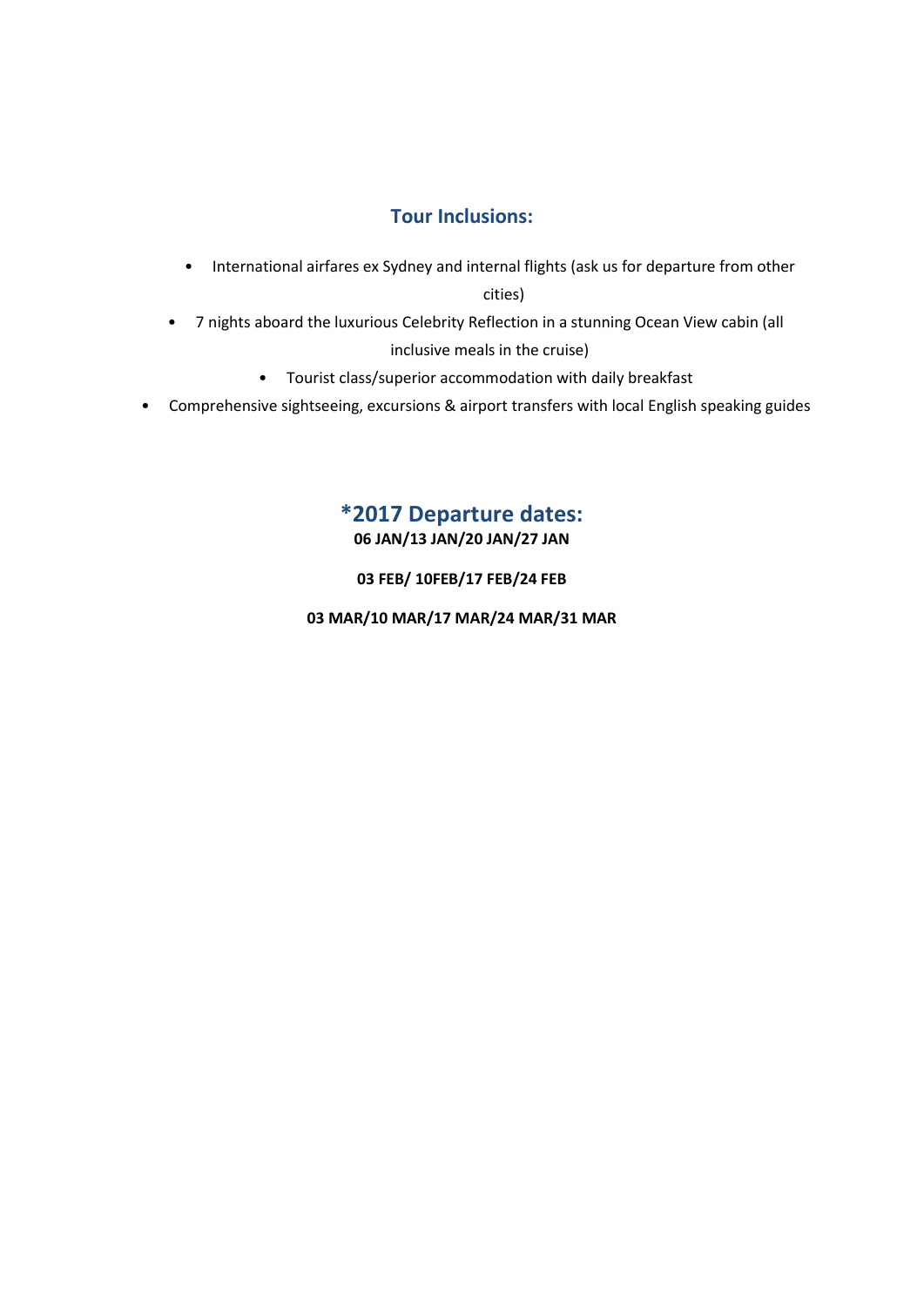## Tour Inclusions:

- International airfares ex Sydney and internal flights (ask us for departure from other cities)
- 7 nights aboard the luxurious Celebrity Reflection in a stunning Ocean View cabin (all inclusive meals in the cruise)
- Tourist class/superior accommodation with daily breakfast
- Comprehensive sightseeing, excursions & airport transfers with local English speaking guides

## *2017 Departure dates:

**06 JAN/13 JAN/20 JAN/27 JAN**

**03 FEB/ 10FEB/17 FEB/24 FEB**

**03 MAR/10 MAR/17 MAR/24 MAR/31 MAR**